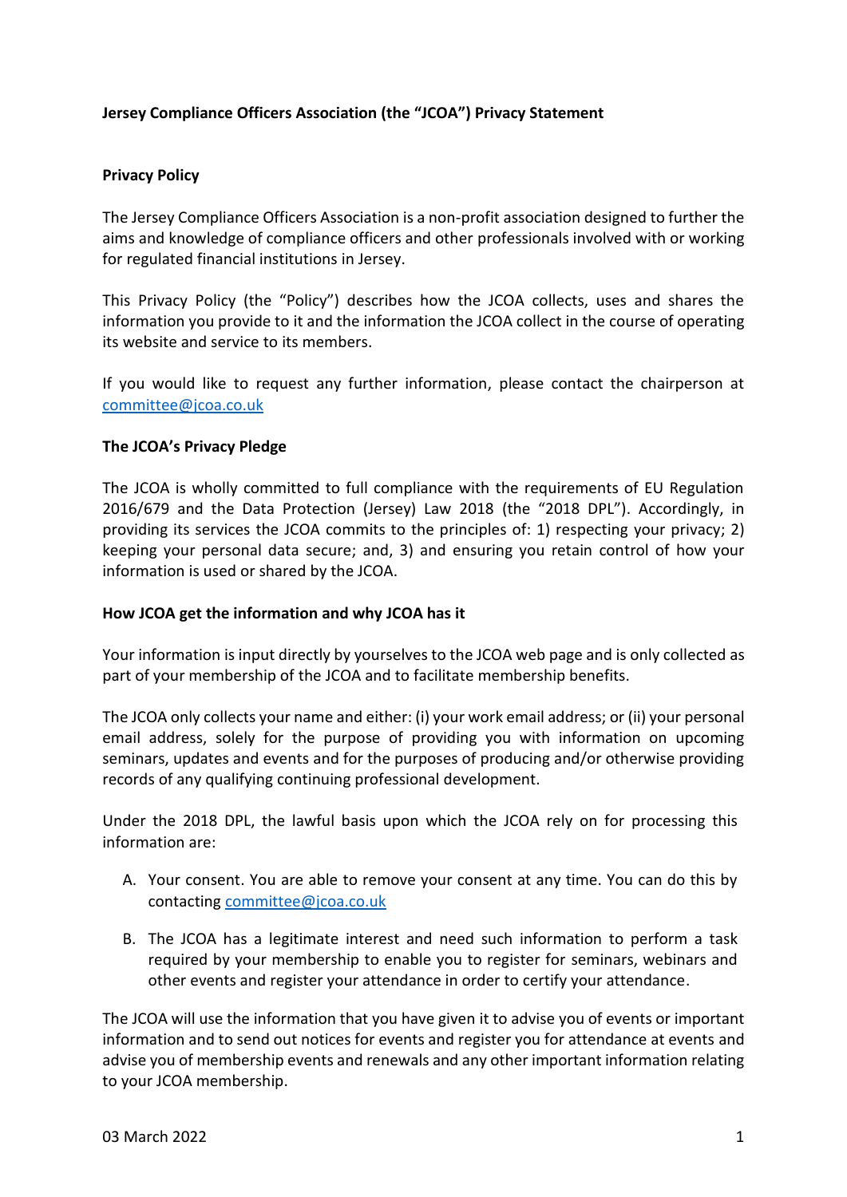**Jersey Compliance Officers Association (the "JCOA") Privacy Statement**

**Privacy Policy**

The Jersey Compliance Officers Association is a non-profit association designed to further the aims and knowledge of compliance officers and other professionals involved with or working for regulated financial institutions in Jersey.

This Privacy Policy (the "Policy") describes how the JCOA collects, uses and shares the information you provide to it and the information the JCOA collect in the course of operating its website and service to its members.

If you would like to request any further information, please contact the chairperson at committee@jcoa.co.uk

**The JCOA's Privacy Pledge**

The JCOA is wholly committed to full compliance with the requirements of EU Regulation 2016/679 and the Data Protection (Jersey) Law 2018 (the "2018 DPL"). Accordingly, in providing its services the JCOA commits to the principles of: 1) respecting your privacy; 2) keeping your personal data secure; and, 3) and ensuring you retain control of how your information is used or shared by the JCOA.

**How JCOA get the information and why JCOA has it**

Your information is input directly by yourselves to the JCOA web page and is only collected as part of your membership of the JCOA and to facilitate membership benefits.

The JCOA only collects your name and either: (i) your work email address; or (ii) your personal email address, solely for the purpose of providing you with information on upcoming seminars, updates and events and for the purposes of producing and/or otherwise providing records of any qualifying continuing professional development.

Under the 2018 DPL, the lawful basis upon which the JCOA rely on for processing this information are:

A. Your consent. You are able to remove your consent at any time. You can do this by contacting committee@jcoa.co.uk

B. The JCOA has a legitimate interest and need such information to perform a task required by your membership to enable you to register for seminars, webinars and other events and register your attendance in order to certify your attendance.

The JCOA will use the information that you have given it to advise you of events or important information and to send out notices for events and register you for attendance at events and advise you of membership events and renewals and any other important information relating to your JCOA membership.

03 March 2022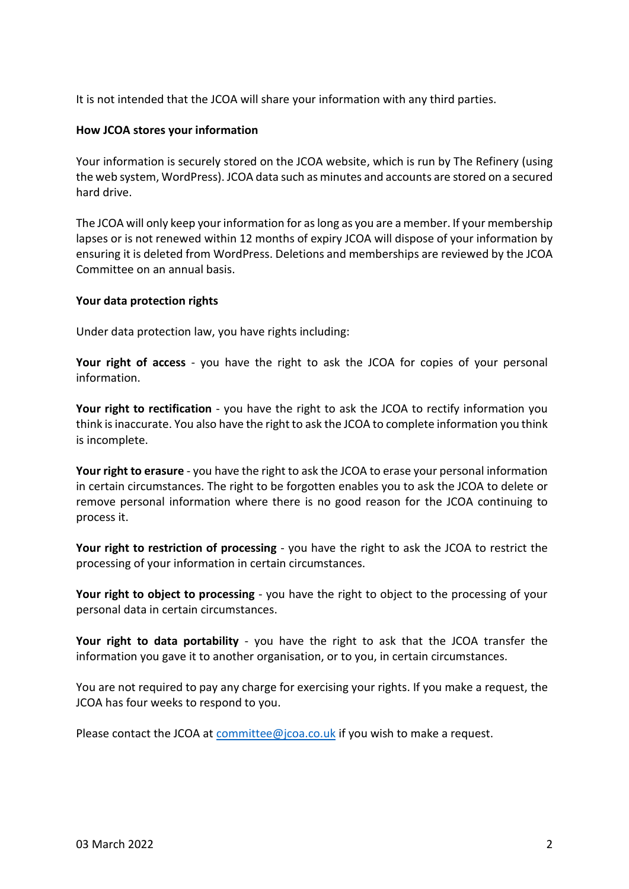It is not intended that the JCOA will share your information with any third parties.

**How JCOA stores your information**

Your information is securely stored on the JCOA website, which is run by The Refinery (using the web system, WordPress). JCOA data such as minutes and accounts are stored on a secured hard drive.

The JCOA will only keep your information for as long as you are a member. If your membership lapses or is not renewed within 12 months of expiry JCOA will dispose of your information by ensuring it is deleted from WordPress. Deletions and memberships are reviewed by the JCOA Committee on an annual basis.

**Your data protection rights**

Under data protection law, you have rights including:

**Your right of access** - you have the right to ask the JCOA for copies of your personal information.

**Your right to rectification** - you have the right to ask the JCOA to rectify information you think is inaccurate. You also have the right to ask the JCOA to complete information you think is incomplete.

**Your right to erasure** - you have the right to ask the JCOA to erase your personal information in certain circumstances. The right to be forgotten enables you to ask the JCOA to delete or remove personal information where there is no good reason for the JCOA continuing to process it.

**Your right to restriction of processing** - you have the right to ask the JCOA to restrict the processing of your information in certain circumstances.

**Your right to object to processing** - you have the right to object to the processing of your personal data in certain circumstances.

**Your right to data portability** - you have the right to ask that the JCOA transfer the information you gave it to another organisation, or to you, in certain circumstances.

You are not required to pay any charge for exercising your rights. If you make a request, the JCOA has four weeks to respond to you.

Please contact the JCOA at [committee@jcoa.co.uk](mailto:committee@jcoa.co.uk) if you wish to make a request.

03 March 2022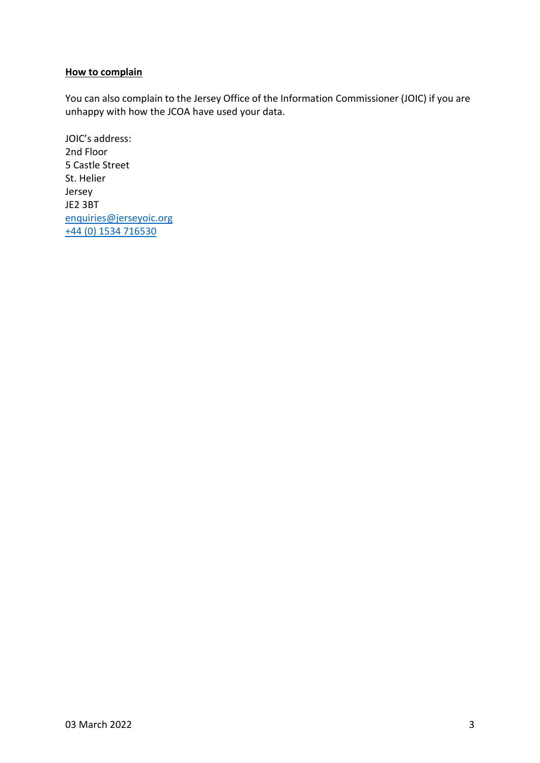**<u>How to complain</u>**

You can also complain to the Jersey Office of the Information Commissioner (JOIC) if you are unhappy with how the JCOA have used your data.

JOIC's address:
2nd Floor
5 Castle Street
St. Helier
Jersey
JE2 3BT
enquiries@jerseyoic.org
+44 (0) 1534 716530

03 March 2022